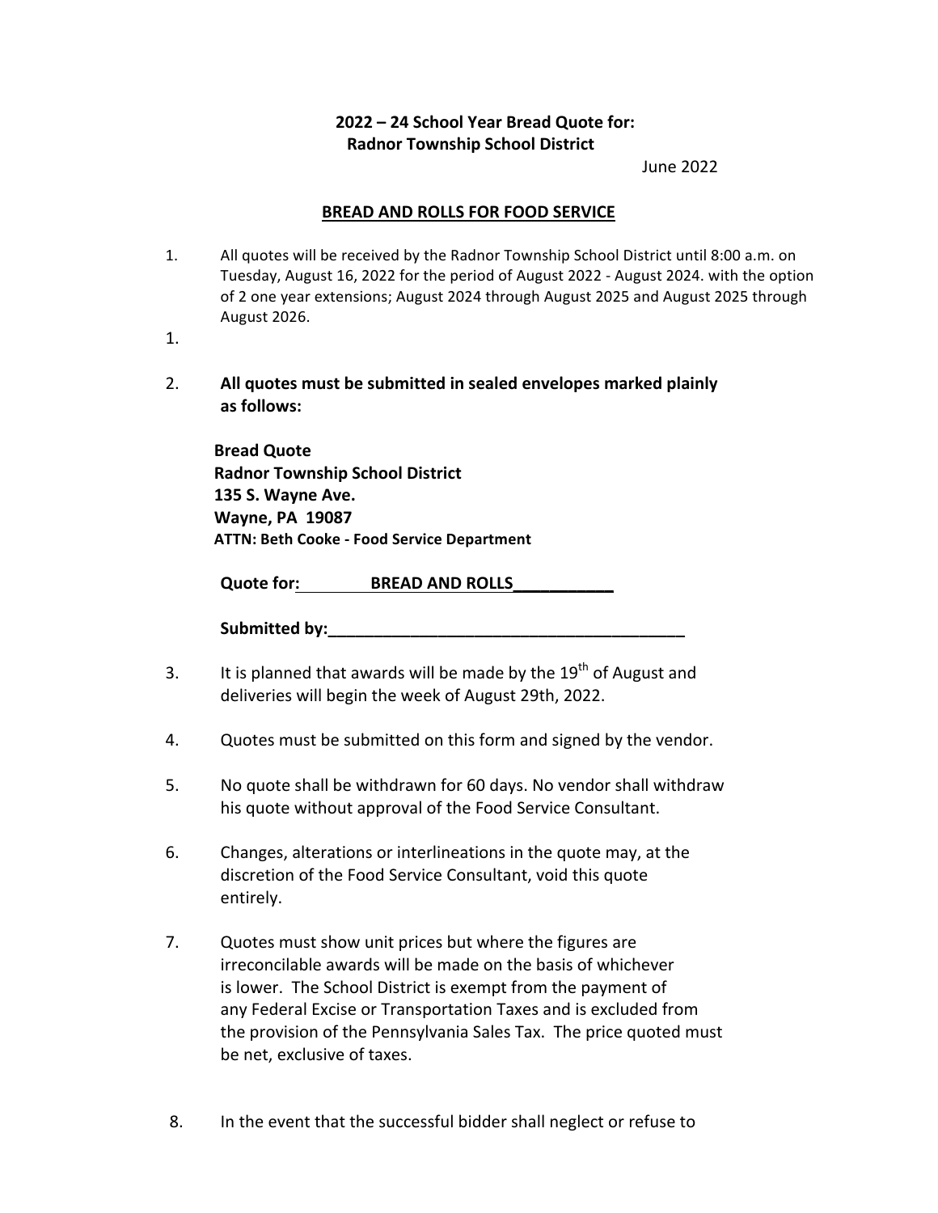**2022 – 24 School Year Bread Quote for:**
**Radnor Township School District**

June 2022

**BREAD AND ROLLS FOR FOOD SERVICE**

1. All quotes will be received by the Radnor Township School District until 8:00 a.m. on Tuesday, August 16, 2022 for the period of August 2022 - August 2024. with the option of 2 one year extensions; August 2024 through August 2025 and August 2025 through August 2026.

1.

2. **All quotes must be submitted in sealed envelopes marked plainly as follows:**

   **Bread Quote**
   **Radnor Township School District**
   **135 S. Wayne Ave.**
   **Wayne, PA 19087**
   **ATTN: Beth Cooke - Food Service Department**

   **Quote for: BREAD AND ROLLS___________**

   **Submitted by:_________________________________________**

3. It is planned that awards will be made by the 19th of August and deliveries will begin the week of August 29th, 2022.

4. Quotes must be submitted on this form and signed by the vendor.

5. No quote shall be withdrawn for 60 days. No vendor shall withdraw his quote without approval of the Food Service Consultant.

6. Changes, alterations or interlineations in the quote may, at the discretion of the Food Service Consultant, void this quote entirely.

7. Quotes must show unit prices but where the figures are irreconcilable awards will be made on the basis of whichever is lower. The School District is exempt from the payment of any Federal Excise or Transportation Taxes and is excluded from the provision of the Pennsylvania Sales Tax. The price quoted must be net, exclusive of taxes.

8. In the event that the successful bidder shall neglect or refuse to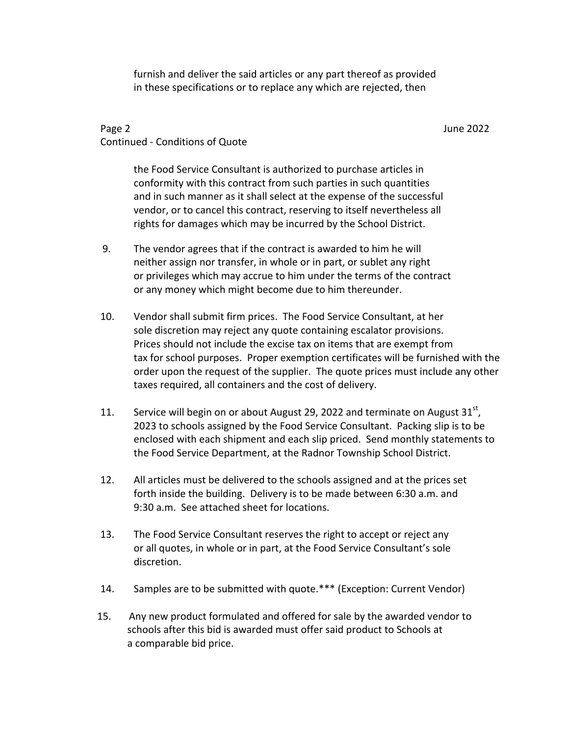furnish and deliver the said articles or any part thereof as provided in these specifications or to replace any which are rejected, then

Continued - Conditions of Quote

the Food Service Consultant is authorized to purchase articles in conformity with this contract from such parties in such quantities and in such manner as it shall select at the expense of the successful vendor, or to cancel this contract, reserving to itself nevertheless all rights for damages which may be incurred by the School District.

9. The vendor agrees that if the contract is awarded to him he will neither assign nor transfer, in whole or in part, or sublet any right or privileges which may accrue to him under the terms of the contract or any money which might become due to him thereunder.

10. Vendor shall submit firm prices. The Food Service Consultant, at her sole discretion may reject any quote containing escalator provisions. Prices should not include the excise tax on items that are exempt from tax for school purposes. Proper exemption certificates will be furnished with the order upon the request of the supplier. The quote prices must include any other taxes required, all containers and the cost of delivery.

11. Service will begin on or about August 29, 2022 and terminate on August 31st, 2023 to schools assigned by the Food Service Consultant. Packing slip is to be enclosed with each shipment and each slip priced. Send monthly statements to the Food Service Department, at the Radnor Township School District.

12. All articles must be delivered to the schools assigned and at the prices set forth inside the building. Delivery is to be made between 6:30 a.m. and 9:30 a.m. See attached sheet for locations.

13. The Food Service Consultant reserves the right to accept or reject any or all quotes, in whole or in part, at the Food Service Consultant's sole discretion.

14. Samples are to be submitted with quote.*** (Exception: Current Vendor)

15. Any new product formulated and offered for sale by the awarded vendor to schools after this bid is awarded must offer said product to Schools at a comparable bid price.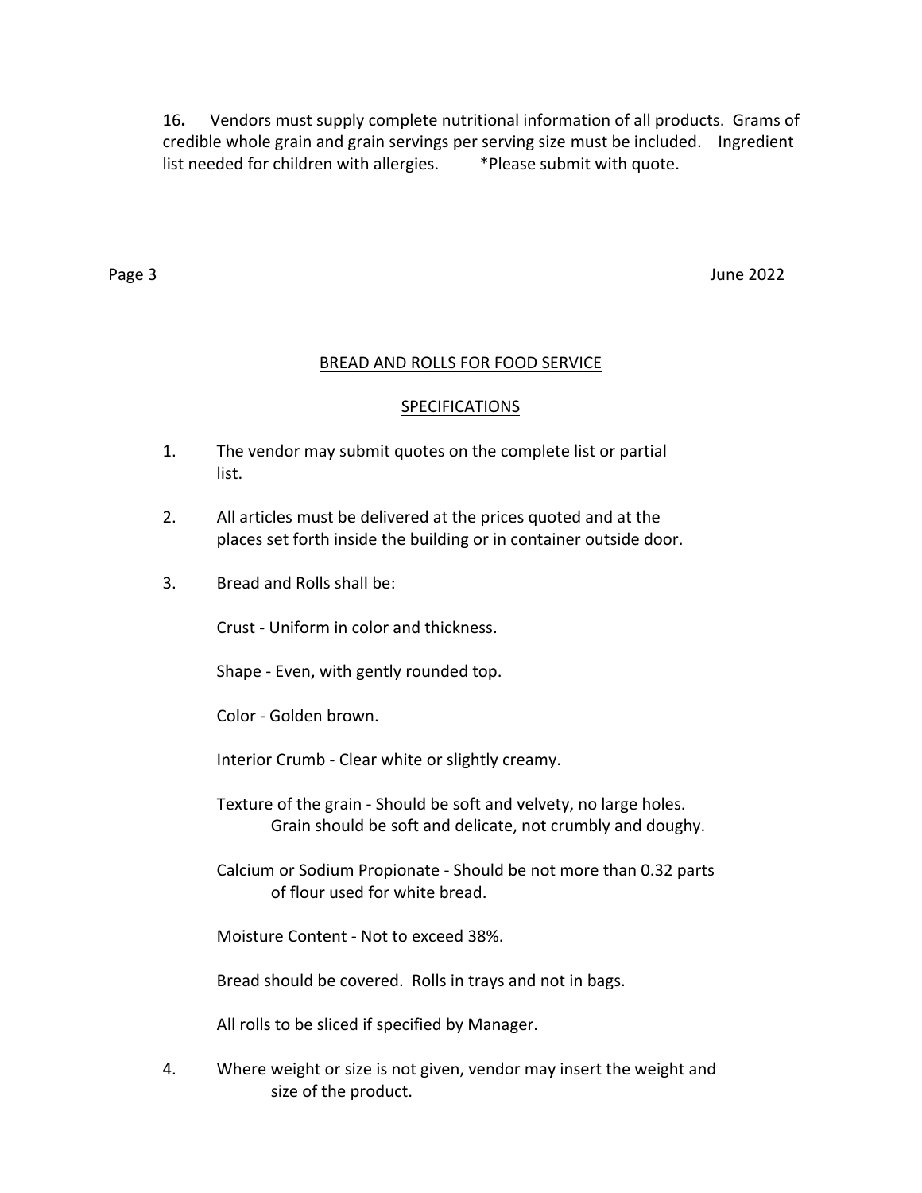16. Vendors must supply complete nutritional information of all products. Grams of credible whole grain and grain servings per serving size must be included. Ingredient list needed for children with allergies. *Please submit with quote.

## BREAD AND ROLLS FOR FOOD SERVICE

### SPECIFICATIONS

1. The vendor may submit quotes on the complete list or partial list.

2. All articles must be delivered at the prices quoted and at the places set forth inside the building or in container outside door.

3. Bread and Rolls shall be:

   Crust - Uniform in color and thickness.

   Shape - Even, with gently rounded top.

   Color - Golden brown.

   Interior Crumb - Clear white or slightly creamy.

   Texture of the grain - Should be soft and velvety, no large holes. Grain should be soft and delicate, not crumbly and doughy.

   Calcium or Sodium Propionate - Should be not more than 0.32 parts of flour used for white bread.

   Moisture Content - Not to exceed 38%.

   Bread should be covered. Rolls in trays and not in bags.

   All rolls to be sliced if specified by Manager.

4. Where weight or size is not given, vendor may insert the weight and size of the product.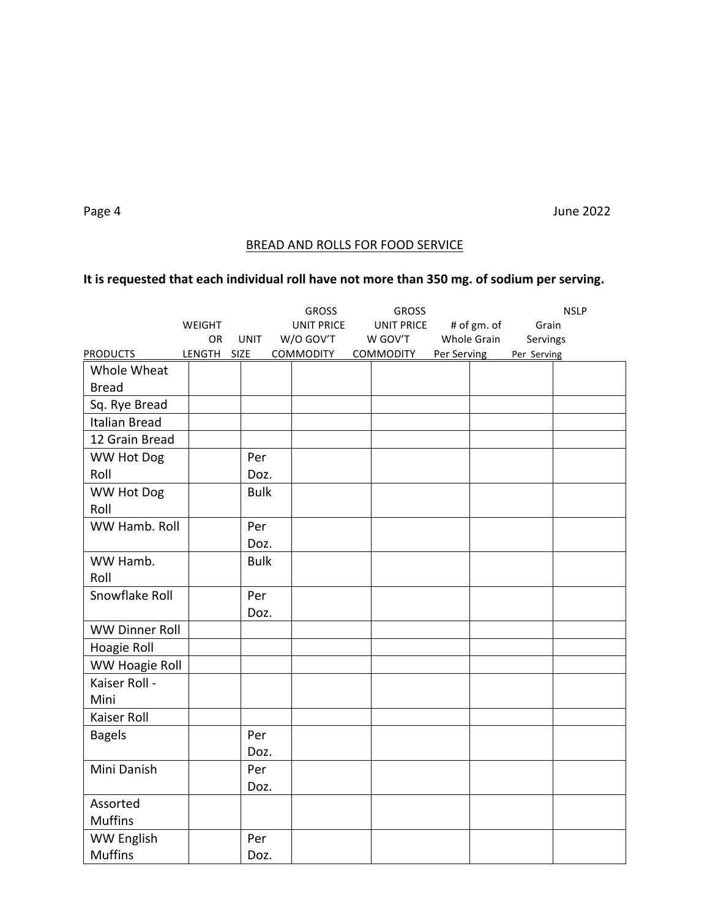## BREAD AND ROLLS FOR FOOD SERVICE

**It is requested that each individual roll have not more than 350 mg. of sodium per serving.**

| PRODUCTS | WEIGHT OR LENGTH | UNIT SIZE | GROSS UNIT PRICE W/O GOV'T COMMODITY | GROSS UNIT PRICE W GOV'T COMMODITY | # of gm. of Whole Grain Per Serving | NSLP Grain Servings Per Serving |
|---|---|---|---|---|---|---|
| Whole Wheat Bread | | | | | | |
| Sq. Rye Bread | | | | | | |
| Italian Bread | | | | | | |
| 12 Grain Bread | | | | | | |
| WW Hot Dog Roll | | Per Doz. | | | | |
| WW Hot Dog Roll | | Bulk | | | | |
| WW Hamb. Roll | | Per Doz. | | | | |
| WW Hamb. Roll | | Bulk | | | | |
| Snowflake Roll | | Per Doz. | | | | |
| WW Dinner Roll | | | | | | |
| Hoagie Roll | | | | | | |
| WW Hoagie Roll | | | | | | |
| Kaiser Roll - Mini | | | | | | |
| Kaiser Roll | | | | | | |
| Bagels | | Per Doz. | | | | |
| Mini Danish | | Per Doz. | | | | |
| Assorted Muffins | | | | | | |
| WW English Muffins | | Per Doz. | | | | |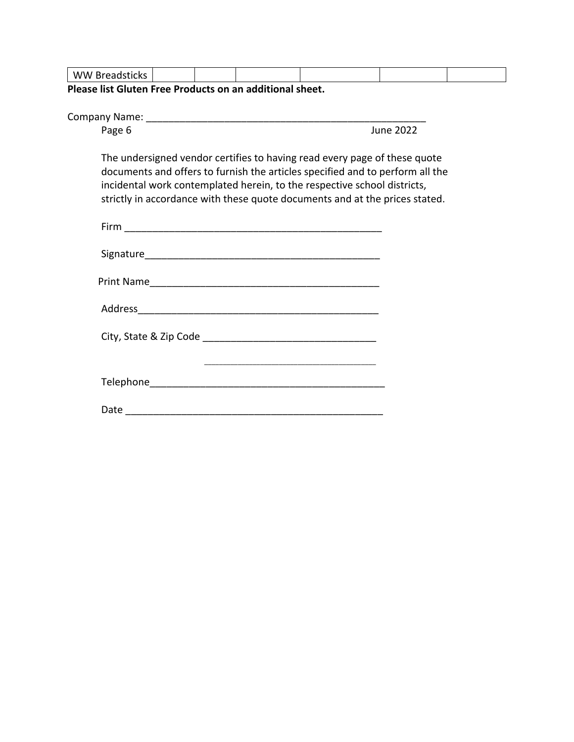| | | | | | | |
|---|---|---|---|---|---|---|
| WW Breadsticks | | | | | | |

**Please list Gluten Free Products on an additional sheet.**

Company Name: ___________________________________________________

The undersigned vendor certifies to having read every page of these quote documents and offers to furnish the articles specified and to perform all the incidental work contemplated herein, to the respective school districts, strictly in accordance with these quote documents and at the prices stated.

Firm _______________________________________________

Signature________________________________________

Print Name_______________________________________

Address__________________________________________

City, State & Zip Code _____________________________

_____________________________

Telephone__________________________________________

Date _______________________________________________